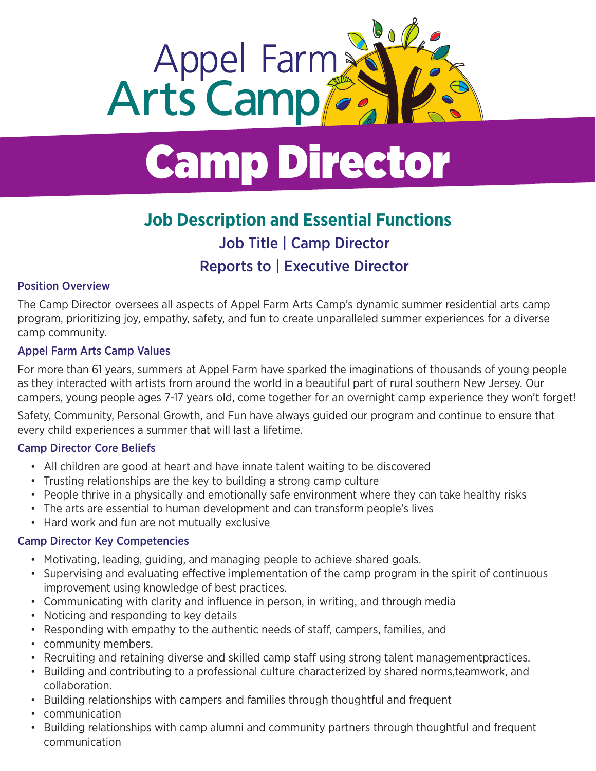Appel Farm
Arts Camp

# Camp Director

## Job Description and Essential Functions

### Job Title | Camp Director

### Reports to | Executive Director

#### Position Overview

The Camp Director oversees all aspects of Appel Farm Arts Camp's dynamic summer residential arts camp program, prioritizing joy, empathy, safety, and fun to create unparalleled summer experiences for a diverse camp community.

#### Appel Farm Arts Camp Values

For more than 61 years, summers at Appel Farm have sparked the imaginations of thousands of young people as they interacted with artists from around the world in a beautiful part of rural southern New Jersey. Our campers, young people ages 7-17 years old, come together for an overnight camp experience they won't forget!

Safety, Community, Personal Growth, and Fun have always guided our program and continue to ensure that every child experiences a summer that will last a lifetime.

#### Camp Director Core Beliefs

- All children are good at heart and have innate talent waiting to be discovered
- Trusting relationships are the key to building a strong camp culture
- People thrive in a physically and emotionally safe environment where they can take healthy risks
- The arts are essential to human development and can transform people's lives
- Hard work and fun are not mutually exclusive

#### Camp Director Key Competencies

- Motivating, leading, guiding, and managing people to achieve shared goals.
- Supervising and evaluating effective implementation of the camp program in the spirit of continuous improvement using knowledge of best practices.
- Communicating with clarity and influence in person, in writing, and through media
- Noticing and responding to key details
- Responding with empathy to the authentic needs of staff, campers, families, and
- community members.
- Recruiting and retaining diverse and skilled camp staff using strong talent managementpractices.
- Building and contributing to a professional culture characterized by shared norms,teamwork, and collaboration.
- Building relationships with campers and families through thoughtful and frequent
- communication
- Building relationships with camp alumni and community partners through thoughtful and frequent communication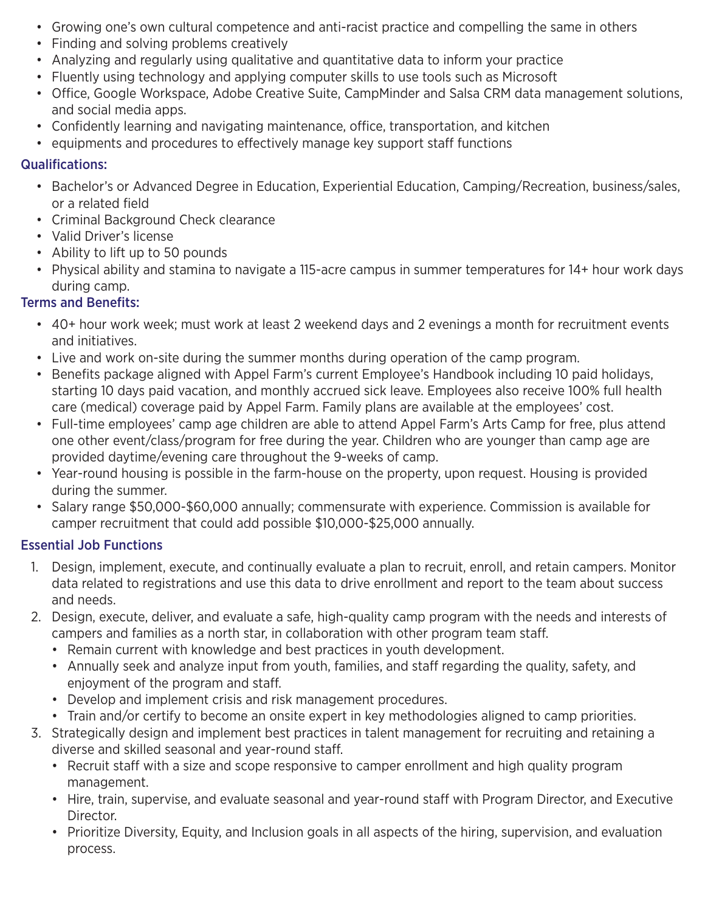- Growing one's own cultural competence and anti-racist practice and compelling the same in others
- Finding and solving problems creatively
- Analyzing and regularly using qualitative and quantitative data to inform your practice
- Fluently using technology and applying computer skills to use tools such as Microsoft
- Office, Google Workspace, Adobe Creative Suite, CampMinder and Salsa CRM data management solutions, and social media apps.
- Confidently learning and navigating maintenance, office, transportation, and kitchen
- equipments and procedures to effectively manage key support staff functions

### Qualifications:

- Bachelor's or Advanced Degree in Education, Experiential Education, Camping/Recreation, business/sales, or a related field
- Criminal Background Check clearance
- Valid Driver's license
- Ability to lift up to 50 pounds
- Physical ability and stamina to navigate a 115-acre campus in summer temperatures for 14+ hour work days during camp.

### Terms and Benefits:

- 40+ hour work week; must work at least 2 weekend days and 2 evenings a month for recruitment events and initiatives.
- Live and work on-site during the summer months during operation of the camp program.
- Benefits package aligned with Appel Farm's current Employee's Handbook including 10 paid holidays, starting 10 days paid vacation, and monthly accrued sick leave. Employees also receive 100% full health care (medical) coverage paid by Appel Farm. Family plans are available at the employees' cost.
- Full-time employees' camp age children are able to attend Appel Farm's Arts Camp for free, plus attend one other event/class/program for free during the year. Children who are younger than camp age are provided daytime/evening care throughout the 9-weeks of camp.
- Year-round housing is possible in the farm-house on the property, upon request. Housing is provided during the summer.
- Salary range $50,000-$60,000 annually; commensurate with experience. Commission is available for camper recruitment that could add possible $10,000-$25,000 annually.

### Essential Job Functions

1. Design, implement, execute, and continually evaluate a plan to recruit, enroll, and retain campers. Monitor data related to registrations and use this data to drive enrollment and report to the team about success and needs.
2. Design, execute, deliver, and evaluate a safe, high-quality camp program with the needs and interests of campers and families as a north star, in collaboration with other program team staff.
   - Remain current with knowledge and best practices in youth development.
   - Annually seek and analyze input from youth, families, and staff regarding the quality, safety, and enjoyment of the program and staff.
   - Develop and implement crisis and risk management procedures.
   - Train and/or certify to become an onsite expert in key methodologies aligned to camp priorities.
3. Strategically design and implement best practices in talent management for recruiting and retaining a diverse and skilled seasonal and year-round staff.
   - Recruit staff with a size and scope responsive to camper enrollment and high quality program management.
   - Hire, train, supervise, and evaluate seasonal and year-round staff with Program Director, and Executive Director.
   - Prioritize Diversity, Equity, and Inclusion goals in all aspects of the hiring, supervision, and evaluation process.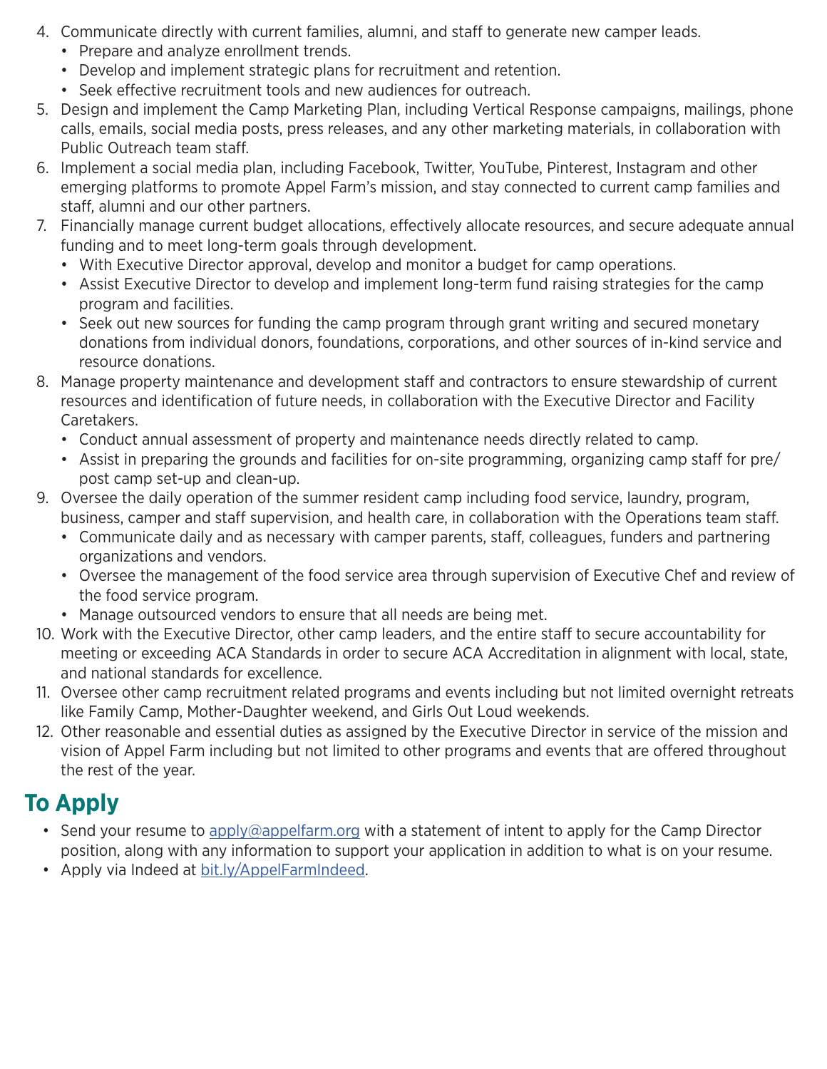4. Communicate directly with current families, alumni, and staff to generate new camper leads.
   - Prepare and analyze enrollment trends.
   - Develop and implement strategic plans for recruitment and retention.
   - Seek effective recruitment tools and new audiences for outreach.
5. Design and implement the Camp Marketing Plan, including Vertical Response campaigns, mailings, phone calls, emails, social media posts, press releases, and any other marketing materials, in collaboration with Public Outreach team staff.
6. Implement a social media plan, including Facebook, Twitter, YouTube, Pinterest, Instagram and other emerging platforms to promote Appel Farm's mission, and stay connected to current camp families and staff, alumni and our other partners.
7. Financially manage current budget allocations, effectively allocate resources, and secure adequate annual funding and to meet long-term goals through development.
   - With Executive Director approval, develop and monitor a budget for camp operations.
   - Assist Executive Director to develop and implement long-term fund raising strategies for the camp program and facilities.
   - Seek out new sources for funding the camp program through grant writing and secured monetary donations from individual donors, foundations, corporations, and other sources of in-kind service and resource donations.
8. Manage property maintenance and development staff and contractors to ensure stewardship of current resources and identification of future needs, in collaboration with the Executive Director and Facility Caretakers.
   - Conduct annual assessment of property and maintenance needs directly related to camp.
   - Assist in preparing the grounds and facilities for on-site programming, organizing camp staff for pre/post camp set-up and clean-up.
9. Oversee the daily operation of the summer resident camp including food service, laundry, program, business, camper and staff supervision, and health care, in collaboration with the Operations team staff.
   - Communicate daily and as necessary with camper parents, staff, colleagues, funders and partnering organizations and vendors.
   - Oversee the management of the food service area through supervision of Executive Chef and review of the food service program.
   - Manage outsourced vendors to ensure that all needs are being met.
10. Work with the Executive Director, other camp leaders, and the entire staff to secure accountability for meeting or exceeding ACA Standards in order to secure ACA Accreditation in alignment with local, state, and national standards for excellence.
11. Oversee other camp recruitment related programs and events including but not limited overnight retreats like Family Camp, Mother-Daughter weekend, and Girls Out Loud weekends.
12. Other reasonable and essential duties as assigned by the Executive Director in service of the mission and vision of Appel Farm including but not limited to other programs and events that are offered throughout the rest of the year.

## To Apply

- Send your resume to apply@appelfarm.org with a statement of intent to apply for the Camp Director position, along with any information to support your application in addition to what is on your resume.
- Apply via Indeed at bit.ly/AppelFarmIndeed.